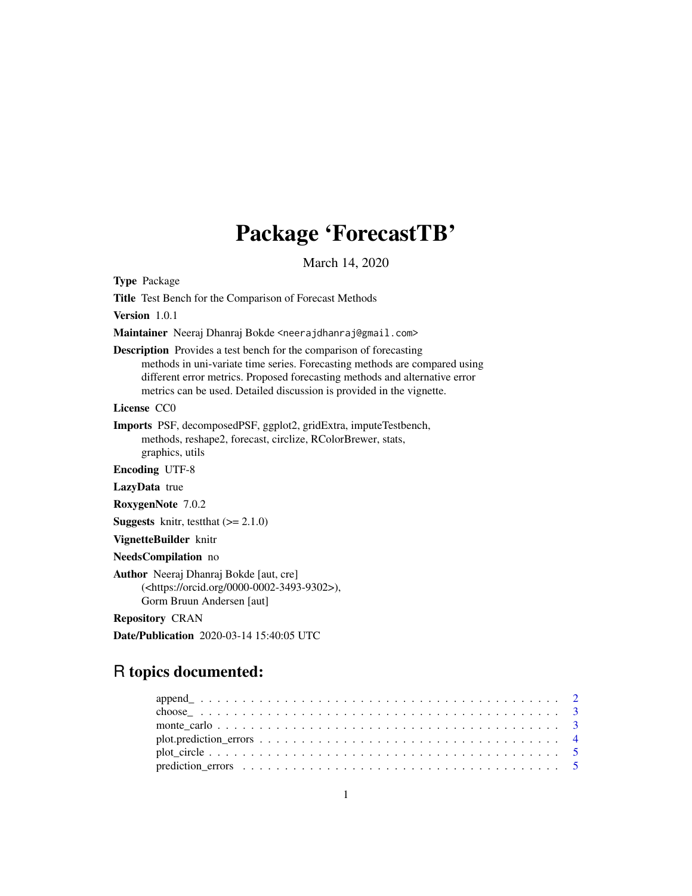# Package 'ForecastTB'

March 14, 2020

**Type** Package

**Title** Test Bench for the Comparison of Forecast Methods

**Version** 1.0.1

**Maintainer** Neeraj Dhanraj Bokde <neerajdhanraj@gmail.com>

**Description** Provides a test bench for the comparison of forecasting methods in uni-variate time series. Forecasting methods are compared using different error metrics. Proposed forecasting methods and alternative error metrics can be used. Detailed discussion is provided in the vignette.

**License** CC0

**Imports** PSF, decomposedPSF, ggplot2, gridExtra, imputeTestbench, methods, reshape2, forecast, circlize, RColorBrewer, stats, graphics, utils

**Encoding** UTF-8

**LazyData** true

**RoxygenNote** 7.0.2

**Suggests** knitr, testthat (>= 2.1.0)

**VignetteBuilder** knitr

**NeedsCompilation** no

**Author** Neeraj Dhanraj Bokde [aut, cre] (<https://orcid.org/0000-0002-3493-9302>), Gorm Bruun Andersen [aut]

**Repository** CRAN

**Date/Publication** 2020-03-14 15:40:05 UTC

## R topics documented:

- append_ . . . . . . . . . . . . . . . . . . . . . . . . . . . . . . . . . . . . . . . . . . . 2
- choose_ . . . . . . . . . . . . . . . . . . . . . . . . . . . . . . . . . . . . . . . . . . . 3
- monte_carlo . . . . . . . . . . . . . . . . . . . . . . . . . . . . . . . . . . . . . . . . . 3
- plot.prediction_errors . . . . . . . . . . . . . . . . . . . . . . . . . . . . . . . . . . . 4
- plot_circle . . . . . . . . . . . . . . . . . . . . . . . . . . . . . . . . . . . . . . . . . 5
- prediction_errors . . . . . . . . . . . . . . . . . . . . . . . . . . . . . . . . . . . . . 5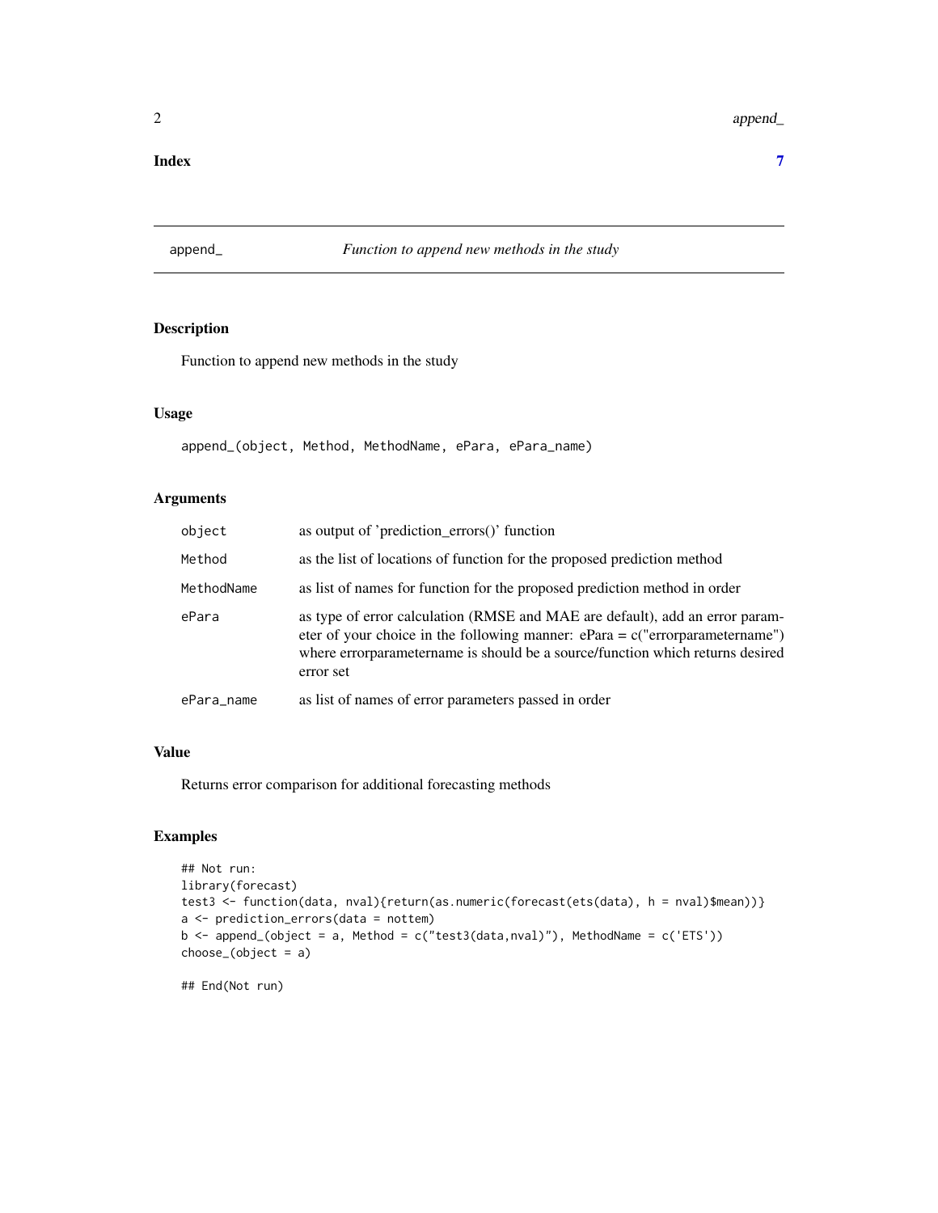**Index** **7**

## append_ *Function to append new methods in the study*

### Description

Function to append new methods in the study

### Usage

```
append_(object, Method, MethodName, ePara, ePara_name)
```

### Arguments

| | |
|---|---|
| `object` | as output of 'prediction_errors()' function |
| `Method` | as the list of locations of function for the proposed prediction method |
| `MethodName` | as list of names for function for the proposed prediction method in order |
| `ePara` | as type of error calculation (RMSE and MAE are default), add an error parameter of your choice in the following manner: ePara = c("errorparametername") where errorparametername is should be a source/function which returns desired error set |
| `ePara_name` | as list of names of error parameters passed in order |

### Value

Returns error comparison for additional forecasting methods

### Examples

```
## Not run:
library(forecast)
test3 <- function(data, nval){return(as.numeric(forecast(ets(data), h = nval)$mean))}
a <- prediction_errors(data = nottem)
b <- append_(object = a, Method = c("test3(data,nval)"), MethodName = c('ETS'))
choose_(object = a)

## End(Not run)
```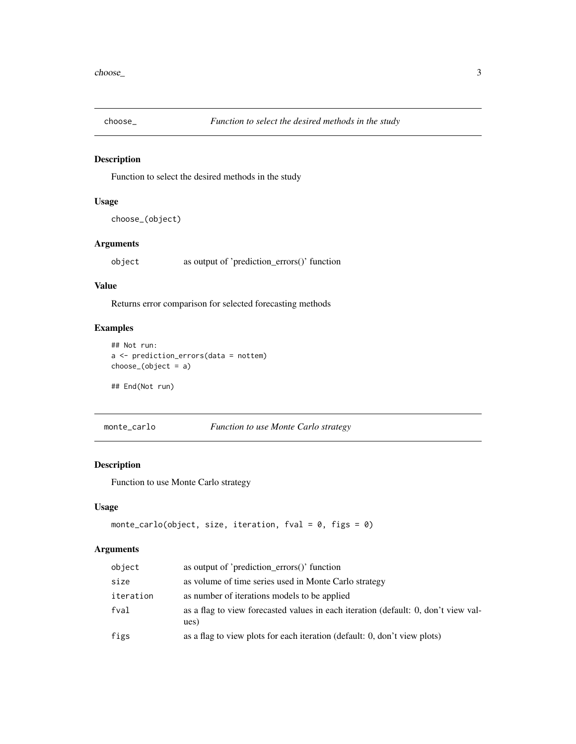## choose_ *Function to select the desired methods in the study*

### Description

Function to select the desired methods in the study

### Usage

```
choose_(object)
```

### Arguments

| | |
|---|---|
| object | as output of 'prediction_errors()' function |

### Value

Returns error comparison for selected forecasting methods

### Examples

```
## Not run:
a <- prediction_errors(data = nottem)
choose_(object = a)

## End(Not run)
```

## monte_carlo *Function to use Monte Carlo strategy*

### Description

Function to use Monte Carlo strategy

### Usage

```
monte_carlo(object, size, iteration, fval = 0, figs = 0)
```

### Arguments

| | |
|---|---|
| object | as output of 'prediction_errors()' function |
| size | as volume of time series used in Monte Carlo strategy |
| iteration | as number of iterations models to be applied |
| fval | as a flag to view forecasted values in each iteration (default: 0, don't view values) |
| figs | as a flag to view plots for each iteration (default: 0, don't view plots) |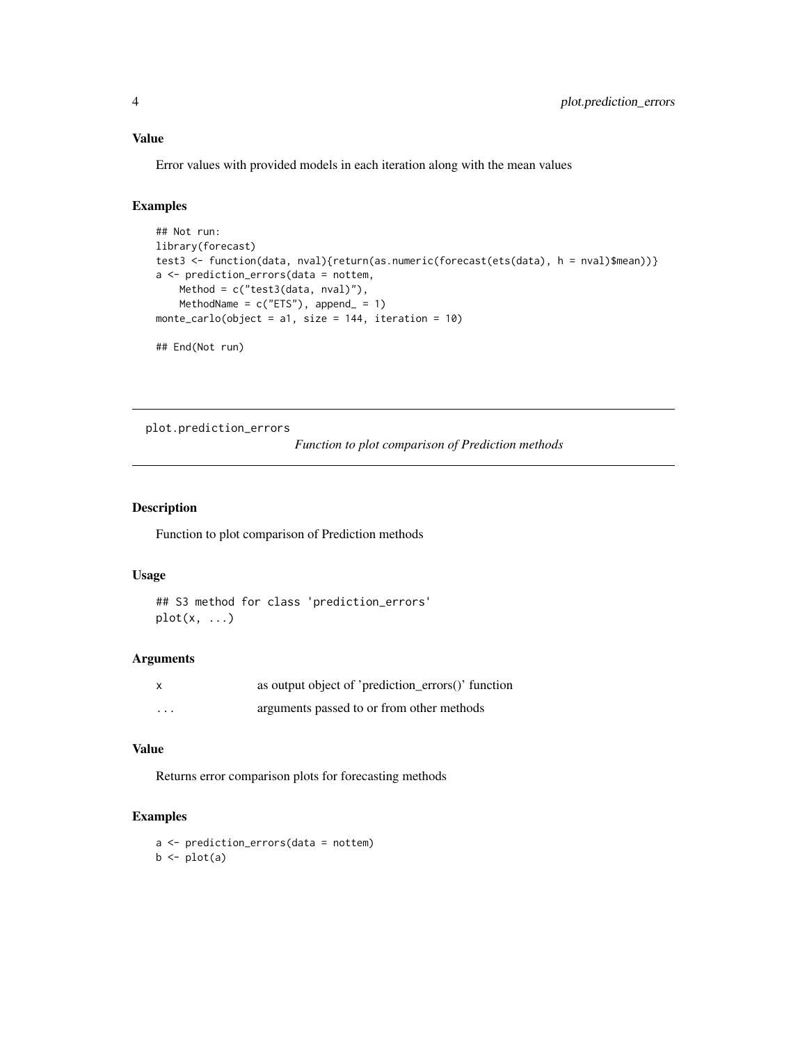## Value

Error values with provided models in each iteration along with the mean values

## Examples

```
## Not run:
library(forecast)
test3 <- function(data, nval){return(as.numeric(forecast(ets(data), h = nval)$mean))}
a <- prediction_errors(data = nottem,
    Method = c("test3(data, nval)"),
    MethodName = c("ETS"), append_ = 1)
monte_carlo(object = a1, size = 144, iteration = 10)

## End(Not run)
```

---

# plot.prediction_errors    *Function to plot comparison of Prediction methods*

---

## Description

Function to plot comparison of Prediction methods

## Usage

```
## S3 method for class 'prediction_errors'
plot(x, ...)
```

## Arguments

| | |
|---|---|
| x | as output object of 'prediction_errors()' function |
| ... | arguments passed to or from other methods |

## Value

Returns error comparison plots for forecasting methods

## Examples

```
a <- prediction_errors(data = nottem)
b <- plot(a)
```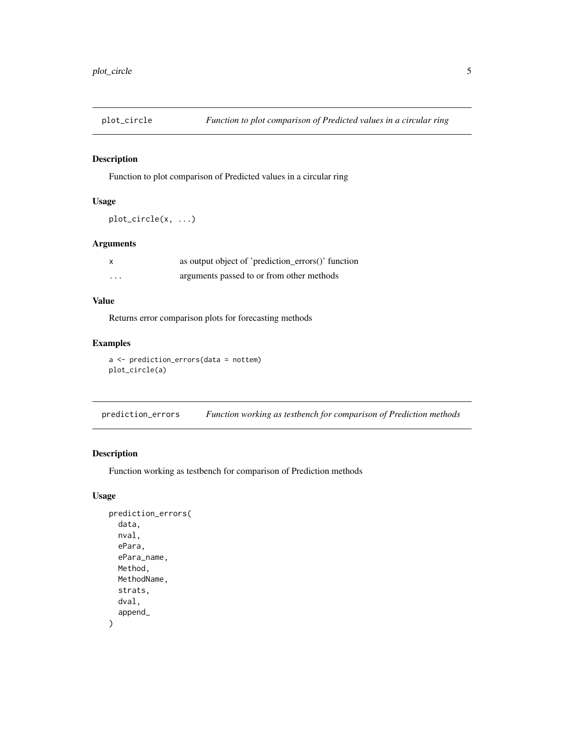## plot_circle — *Function to plot comparison of Predicted values in a circular ring*

### Description

Function to plot comparison of Predicted values in a circular ring

### Usage

```
plot_circle(x, ...)
```

### Arguments

| | |
|---|---|
| x | as output object of 'prediction_errors()' function |
| ... | arguments passed to or from other methods |

### Value

Returns error comparison plots for forecasting methods

### Examples

```
a <- prediction_errors(data = nottem)
plot_circle(a)
```

## prediction_errors — *Function working as testbench for comparison of Prediction methods*

### Description

Function working as testbench for comparison of Prediction methods

### Usage

```
prediction_errors(
  data,
  nval,
  ePara,
  ePara_name,
  Method,
  MethodName,
  strats,
  dval,
  append_
)
```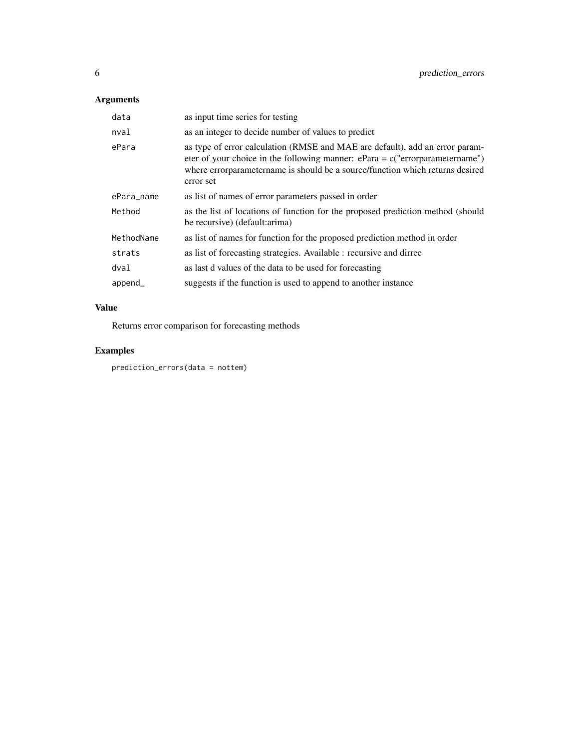## Arguments

| | |
|---|---|
| `data` | as input time series for testing |
| `nval` | as an integer to decide number of values to predict |
| `ePara` | as type of error calculation (RMSE and MAE are default), add an error parameter of your choice in the following manner: ePara = c("errorparametername") where errorparametername is should be a source/function which returns desired error set |
| `ePara_name` | as list of names of error parameters passed in order |
| `Method` | as the list of locations of function for the proposed prediction method (should be recursive) (default:arima) |
| `MethodName` | as list of names for function for the proposed prediction method in order |
| `strats` | as list of forecasting strategies. Available : recursive and dirrec |
| `dval` | as last d values of the data to be used for forecasting |
| `append_` | suggests if the function is used to append to another instance |

## Value

Returns error comparison for forecasting methods

## Examples

```
prediction_errors(data = nottem)
```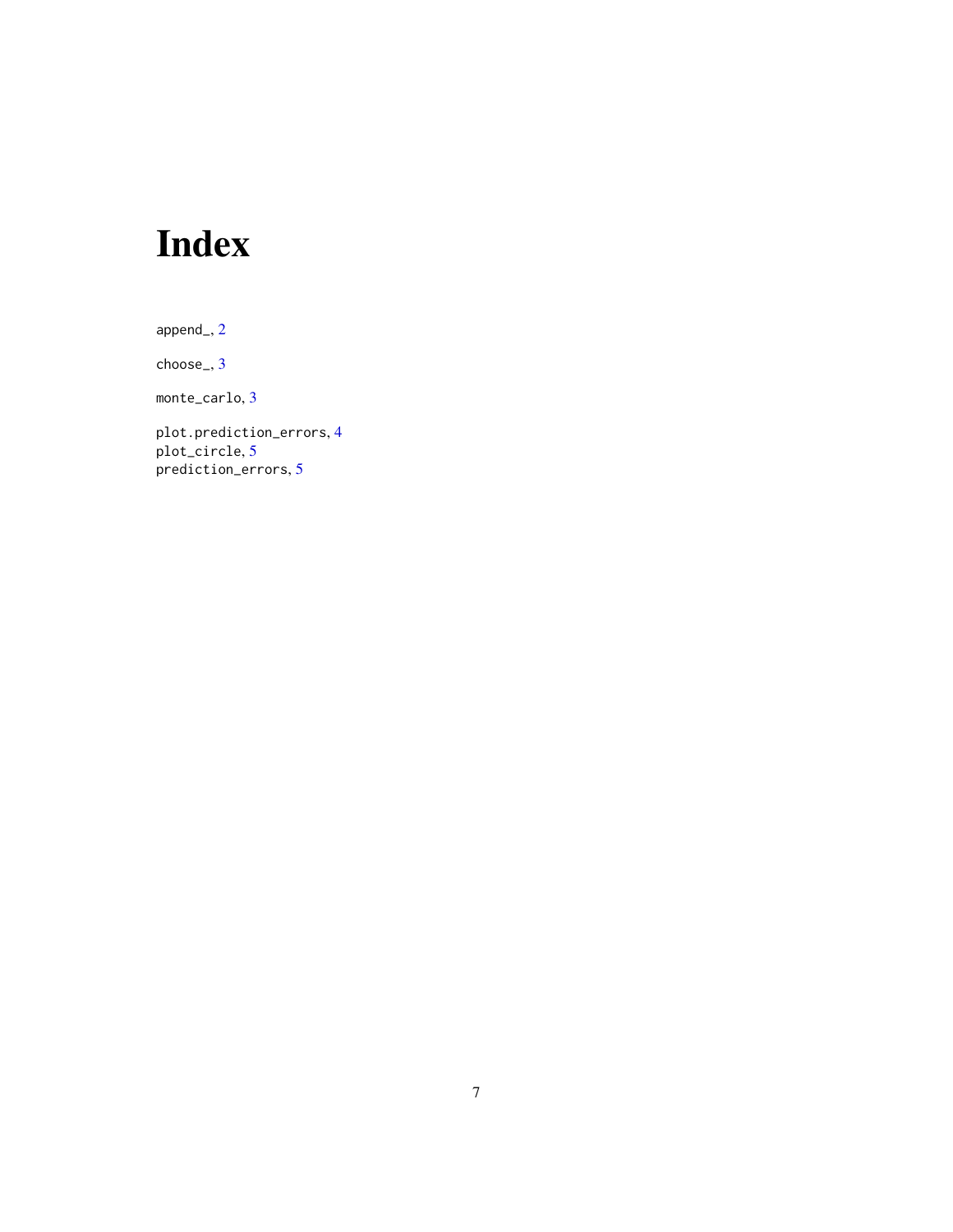# Index

append_, 2

choose_, 3

monte_carlo, 3

plot.prediction_errors, 4
plot_circle, 5
prediction_errors, 5